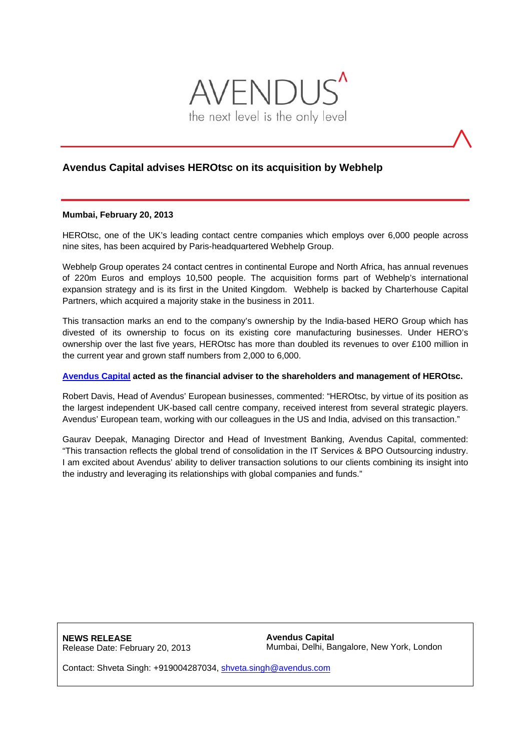AVENDUS

the next level is the only level

# Avendus Capital advises HEROtsc on its acquisition by Webhelp

**Mumbai, February 20, 2013**

HEROtsc, one of the UK's leading contact centre companies which employs over 6,000 people across nine sites, has been acquired by Paris-headquartered Webhelp Group.

Webhelp Group operates 24 contact centres in continental Europe and North Africa, has annual revenues of 220m Euros and employs 10,500 people. The acquisition forms part of Webhelp's international expansion strategy and is its first in the United Kingdom. Webhelp is backed by Charterhouse Capital Partners, which acquired a majority stake in the business in 2011.

This transaction marks an end to the company's ownership by the India-based HERO Group which has divested of its ownership to focus on its existing core manufacturing businesses. Under HERO's ownership over the last five years, HEROtsc has more than doubled its revenues to over £100 million in the current year and grown staff numbers from 2,000 to 6,000.

**Avendus Capital acted as the financial adviser to the shareholders and management of HEROtsc.**

Robert Davis, Head of Avendus' European businesses, commented: "HEROtsc, by virtue of its position as the largest independent UK-based call centre company, received interest from several strategic players. Avendus' European team, working with our colleagues in the US and India, advised on this transaction."

Gaurav Deepak, Managing Director and Head of Investment Banking, Avendus Capital, commented: "This transaction reflects the global trend of consolidation in the IT Services & BPO Outsourcing industry. I am excited about Avendus' ability to deliver transaction solutions to our clients combining its insight into the industry and leveraging its relationships with global companies and funds."

**NEWS RELEASE**
Release Date: February 20, 2013

**Avendus Capital**
Mumbai, Delhi, Bangalore, New York, London

Contact: Shveta Singh: +919004287034, shveta.singh@avendus.com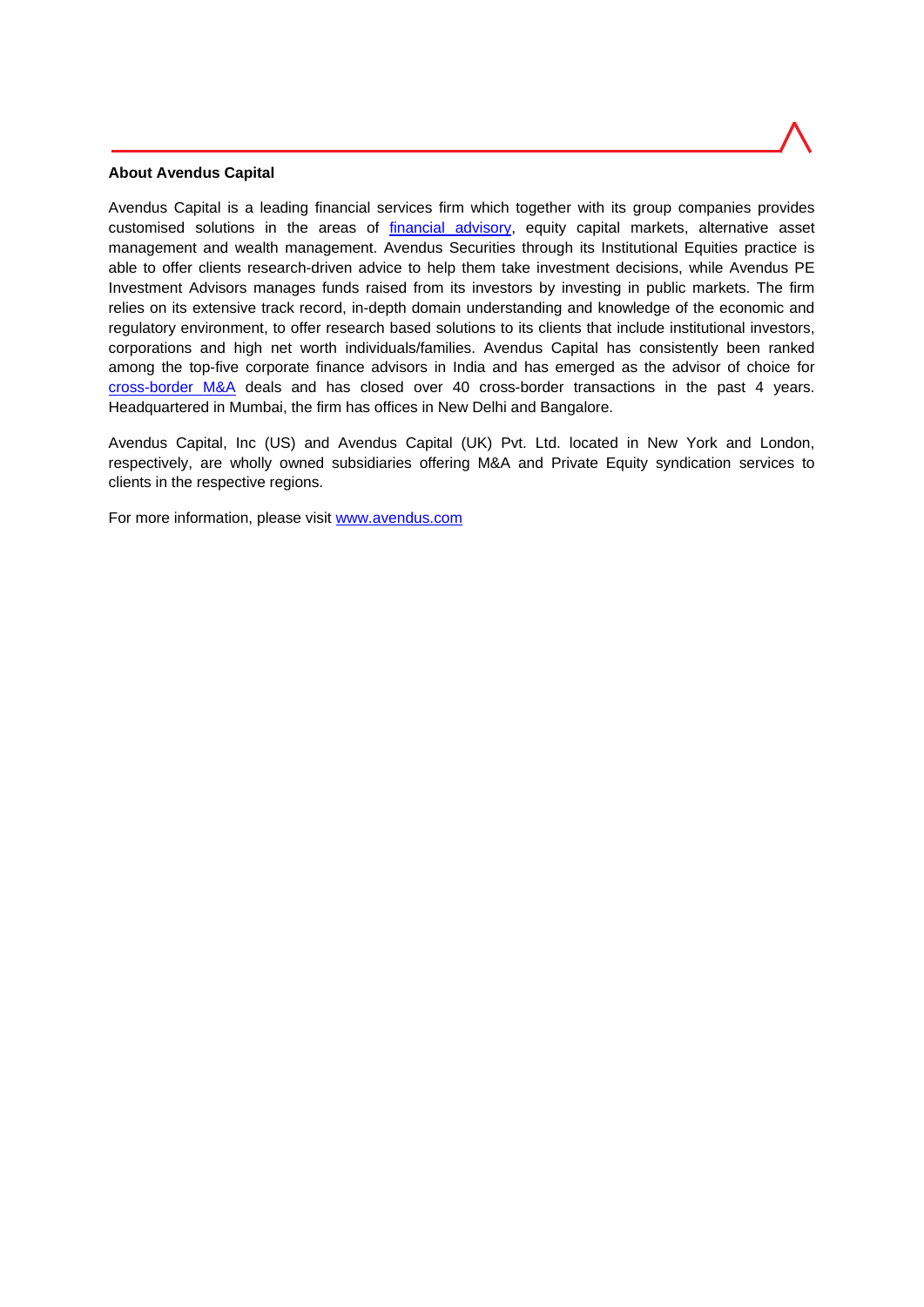**About Avendus Capital**

Avendus Capital is a leading financial services firm which together with its group companies provides customised solutions in the areas of financial advisory, equity capital markets, alternative asset management and wealth management. Avendus Securities through its Institutional Equities practice is able to offer clients research-driven advice to help them take investment decisions, while Avendus PE Investment Advisors manages funds raised from its investors by investing in public markets. The firm relies on its extensive track record, in-depth domain understanding and knowledge of the economic and regulatory environment, to offer research based solutions to its clients that include institutional investors, corporations and high net worth individuals/families. Avendus Capital has consistently been ranked among the top-five corporate finance advisors in India and has emerged as the advisor of choice for cross-border M&A deals and has closed over 40 cross-border transactions in the past 4 years. Headquartered in Mumbai, the firm has offices in New Delhi and Bangalore.

Avendus Capital, Inc (US) and Avendus Capital (UK) Pvt. Ltd. located in New York and London, respectively, are wholly owned subsidiaries offering M&A and Private Equity syndication services to clients in the respective regions.

For more information, please visit www.avendus.com